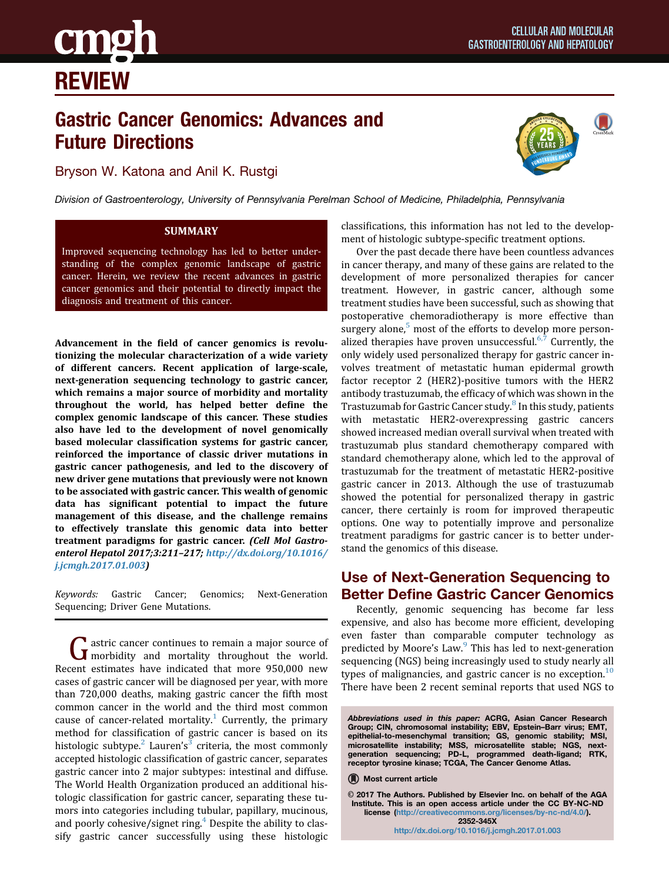REVIEW

# Gastric Cancer Genomics: Advances and Future Directions

Bryson W. Katona and Anil K. Rustgi

*Division of Gastroenterology, University of Pennsylvania Perelman School of Medicine, Philadelphia, Pennsylvania*

**SUMMARY**

Improved sequencing technology has led to better understanding of the complex genomic landscape of gastric cancer. Herein, we review the recent advances in gastric cancer genomics and their potential to directly impact the diagnosis and treatment of this cancer.

**Advancement in the field of cancer genomics is revolutionizing the molecular characterization of a wide variety of different cancers. Recent application of large-scale, next-generation sequencing technology to gastric cancer, which remains a major source of morbidity and mortality throughout the world, has helped better define the complex genomic landscape of this cancer. These studies also have led to the development of novel genomically based molecular classification systems for gastric cancer, reinforced the importance of classic driver mutations in gastric cancer pathogenesis, and led to the discovery of new driver gene mutations that previously were not known to be associated with gastric cancer. This wealth of genomic data has significant potential to impact the future management of this disease, and the challenge remains to effectively translate this genomic data into better treatment paradigms for gastric cancer. *(Cell Mol Gastroenterol Hepatol 2017;3:211–217; http://dx.doi.org/10.1016/j.jcmgh.2017.01.003)***

*Keywords:* Gastric Cancer; Genomics; Next-Generation Sequencing; Driver Gene Mutations.

Gastric cancer continues to remain a major source of morbidity and mortality throughout the world. Recent estimates have indicated that more 950,000 new cases of gastric cancer will be diagnosed per year, with more than 720,000 deaths, making gastric cancer the fifth most common cancer in the world and the third most common cause of cancer-related mortality.[1] Currently, the primary method for classification of gastric cancer is based on its histologic subtype.[2] Lauren's[3] criteria, the most commonly accepted histologic classification of gastric cancer, separates gastric cancer into 2 major subtypes: intestinal and diffuse. The World Health Organization produced an additional histologic classification for gastric cancer, separating these tumors into categories including tubular, papillary, mucinous, and poorly cohesive/signet ring.[4] Despite the ability to classify gastric cancer successfully using these histologic classifications, this information has not led to the development of histologic subtype-specific treatment options.

Over the past decade there have been countless advances in cancer therapy, and many of these gains are related to the development of more personalized therapies for cancer treatment. However, in gastric cancer, although some treatment studies have been successful, such as showing that postoperative chemoradiotherapy is more effective than surgery alone,[5] most of the efforts to develop more personalized therapies have proven unsuccessful.[6,7] Currently, the only widely used personalized therapy for gastric cancer involves treatment of metastatic human epidermal growth factor receptor 2 (HER2)-positive tumors with the HER2 antibody trastuzumab, the efficacy of which was shown in the Trastuzumab for Gastric Cancer study.[8] In this study, patients with metastatic HER2-overexpressing gastric cancers showed increased median overall survival when treated with trastuzumab plus standard chemotherapy compared with standard chemotherapy alone, which led to the approval of trastuzumab for the treatment of metastatic HER2-positive gastric cancer in 2013. Although the use of trastuzumab showed the potential for personalized therapy in gastric cancer, there certainly is room for improved therapeutic options. One way to potentially improve and personalize treatment paradigms for gastric cancer is to better understand the genomics of this disease.

## Use of Next-Generation Sequencing to Better Define Gastric Cancer Genomics

Recently, genomic sequencing has become far less expensive, and also has become more efficient, developing even faster than comparable computer technology as predicted by Moore's Law.[9] This has led to next-generation sequencing (NGS) being increasingly used to study nearly all types of malignancies, and gastric cancer is no exception.[10] There have been 2 recent seminal reports that used NGS to

*Abbreviations used in this paper:* ACRG, Asian Cancer Research Group; CIN, chromosomal instability; EBV, Epstein–Barr virus; EMT, epithelial-to-mesenchymal transition; GS, genomic stability; MSI, microsatellite instability; MSS, microsatellite stable; NGS, next-generation sequencing; PD-L, programmed death-ligand; RTK, receptor tyrosine kinase; TCGA, The Cancer Genome Atlas.

Most current article

© 2017 The Authors. Published by Elsevier Inc. on behalf of the AGA Institute. This is an open access article under the CC BY-NC-ND license (http://creativecommons.org/licenses/by-nc-nd/4.0/).
2352-345X
http://dx.doi.org/10.1016/j.jcmgh.2017.01.003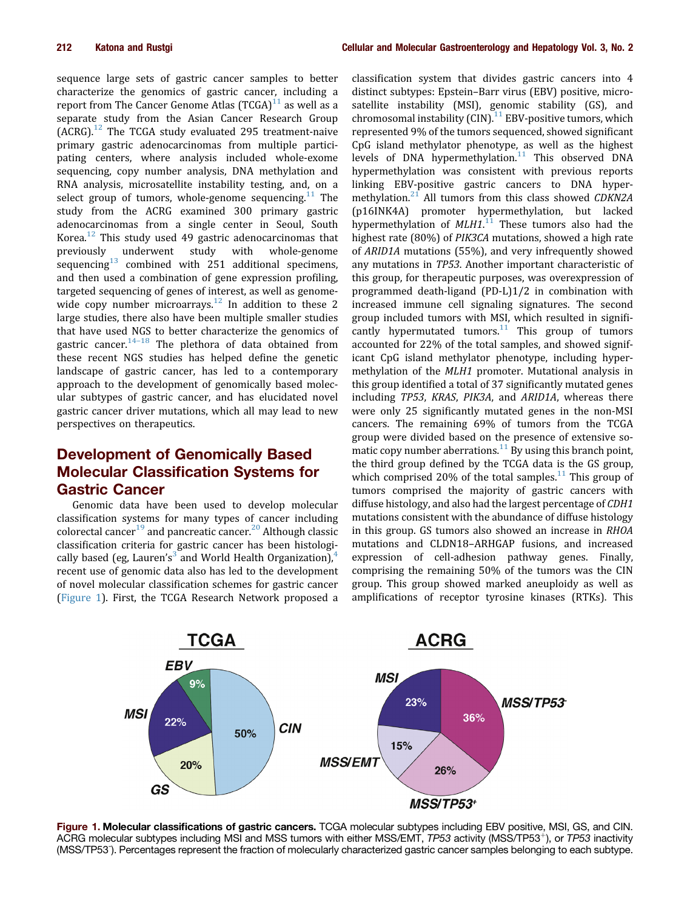sequence large sets of gastric cancer samples to better characterize the genomics of gastric cancer, including a report from The Cancer Genome Atlas (TCGA)[11] as well as a separate study from the Asian Cancer Research Group (ACRG).[12] The TCGA study evaluated 295 treatment-naive primary gastric adenocarcinomas from multiple participating centers, where analysis included whole-exome sequencing, copy number analysis, DNA methylation and RNA analysis, microsatellite instability testing, and, on a select group of tumors, whole-genome sequencing.[11] The study from the ACRG examined 300 primary gastric adenocarcinomas from a single center in Seoul, South Korea.[12] This study used 49 gastric adenocarcinomas that previously underwent study with whole-genome sequencing[13] combined with 251 additional specimens, and then used a combination of gene expression profiling, targeted sequencing of genes of interest, as well as genome-wide copy number microarrays.[12] In addition to these 2 large studies, there also have been multiple smaller studies that have used NGS to better characterize the genomics of gastric cancer.[14–18] The plethora of data obtained from these recent NGS studies has helped define the genetic landscape of gastric cancer, has led to a contemporary approach to the development of genomically based molecular subtypes of gastric cancer, and has elucidated novel gastric cancer driver mutations, which all may lead to new perspectives on therapeutics.

## Development of Genomically Based Molecular Classification Systems for Gastric Cancer

Genomic data have been used to develop molecular classification systems for many types of cancer including colorectal cancer[19] and pancreatic cancer.[20] Although classic classification criteria for gastric cancer has been histologically based (eg, Lauren's[3] and World Health Organization),[4] recent use of genomic data also has led to the development of novel molecular classification schemes for gastric cancer (Figure 1). First, the TCGA Research Network proposed a classification system that divides gastric cancers into 4 distinct subtypes: Epstein–Barr virus (EBV) positive, microsatellite instability (MSI), genomic stability (GS), and chromosomal instability (CIN).[11] EBV-positive tumors, which represented 9% of the tumors sequenced, showed significant CpG island methylator phenotype, as well as the highest levels of DNA hypermethylation.[11] This observed DNA hypermethylation was consistent with previous reports linking EBV-positive gastric cancers to DNA hypermethylation.[21] All tumors from this class showed *CDKN2A* (p16INK4A) promoter hypermethylation, but lacked hypermethylation of *MLH1*.[11] These tumors also had the highest rate (80%) of *PIK3CA* mutations, showed a high rate of *ARID1A* mutations (55%), and very infrequently showed any mutations in *TP53*. Another important characteristic of this group, for therapeutic purposes, was overexpression of programmed death-ligand (PD-L)1/2 in combination with increased immune cell signaling signatures. The second group included tumors with MSI, which resulted in significantly hypermutated tumors.[11] This group of tumors accounted for 22% of the total samples, and showed significant CpG island methylator phenotype, including hypermethylation of the *MLH1* promoter. Mutational analysis in this group identified a total of 37 significantly mutated genes including *TP53*, *KRAS*, *PIK3A*, and *ARID1A*, whereas there were only 25 significantly mutated genes in the non-MSI cancers. The remaining 69% of tumors from the TCGA group were divided based on the presence of extensive somatic copy number aberrations.[11] By using this branch point, the third group defined by the TCGA data is the GS group, which comprised 20% of the total samples.[11] This group of tumors comprised the majority of gastric cancers with diffuse histology, and also had the largest percentage of *CDH1* mutations consistent with the abundance of diffuse histology in this group. GS tumors also showed an increase in *RHOA* mutations and CLDN18–ARHGAP fusions, and increased expression of cell-adhesion pathway genes. Finally, comprising the remaining 50% of the tumors was the CIN group. This group showed marked aneuploidy as well as amplifications of receptor tyrosine kinases (RTKs). This

**Figure 1. Molecular classifications of gastric cancers.** TCGA molecular subtypes including EBV positive, MSI, GS, and CIN. ACRG molecular subtypes including MSI and MSS tumors with either MSS/EMT, *TP53* activity (MSS/TP53$^+$), or *TP53* inactivity (MSS/TP53$^-$). Percentages represent the fraction of molecularly characterized gastric cancer samples belonging to each subtype.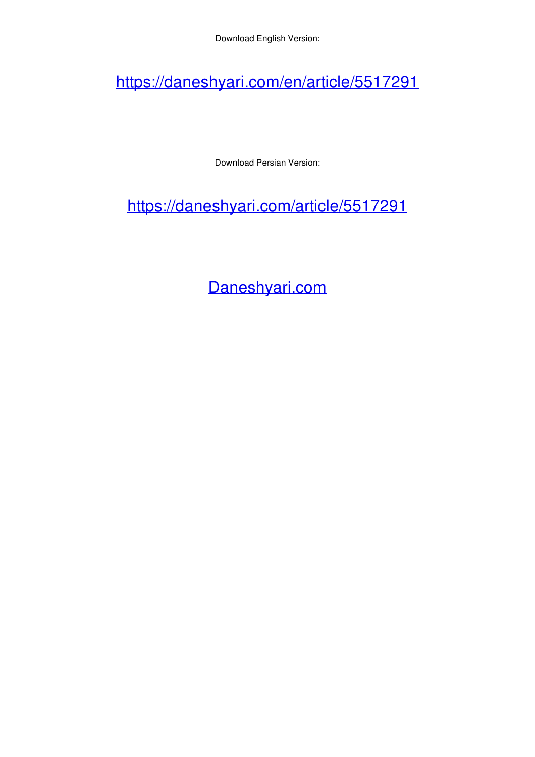Download English Version:

https://daneshyari.com/en/article/5517291

Download Persian Version:

https://daneshyari.com/article/5517291

Daneshyari.com